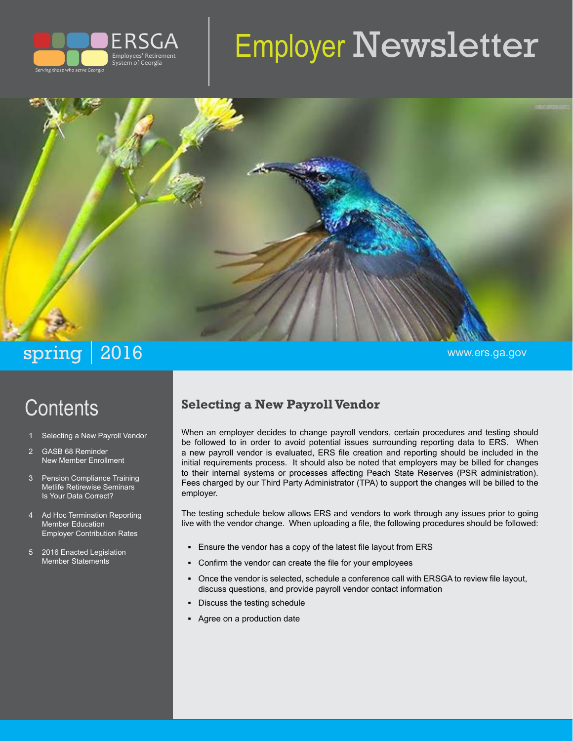ERSGA
Employees' Retirement System of Georgia
*Serving those who serve Georgia*

# Employer Newsletter

spring | 2016

www.ers.ga.gov

## Contents

1. Selecting a New Payroll Vendor
2. GASB 68 Reminder
   New Member Enrollment
3. Pension Compliance Training
   Metlife Retirewise Seminars
   Is Your Data Correct?
4. Ad Hoc Termination Reporting
   Member Education
   Employer Contribution Rates
5. 2016 Enacted Legislation
   Member Statements

## Selecting a New Payroll Vendor

When an employer decides to change payroll vendors, certain procedures and testing should be followed to in order to avoid potential issues surrounding reporting data to ERS. When a new payroll vendor is evaluated, ERS file creation and reporting should be included in the initial requirements process. It should also be noted that employers may be billed for changes to their internal systems or processes affecting Peach State Reserves (PSR administration). Fees charged by our Third Party Administrator (TPA) to support the changes will be billed to the employer.

The testing schedule below allows ERS and vendors to work through any issues prior to going live with the vendor change. When uploading a file, the following procedures should be followed:

- Ensure the vendor has a copy of the latest file layout from ERS
- Confirm the vendor can create the file for your employees
- Once the vendor is selected, schedule a conference call with ERSGA to review file layout, discuss questions, and provide payroll vendor contact information
- Discuss the testing schedule
- Agree on a production date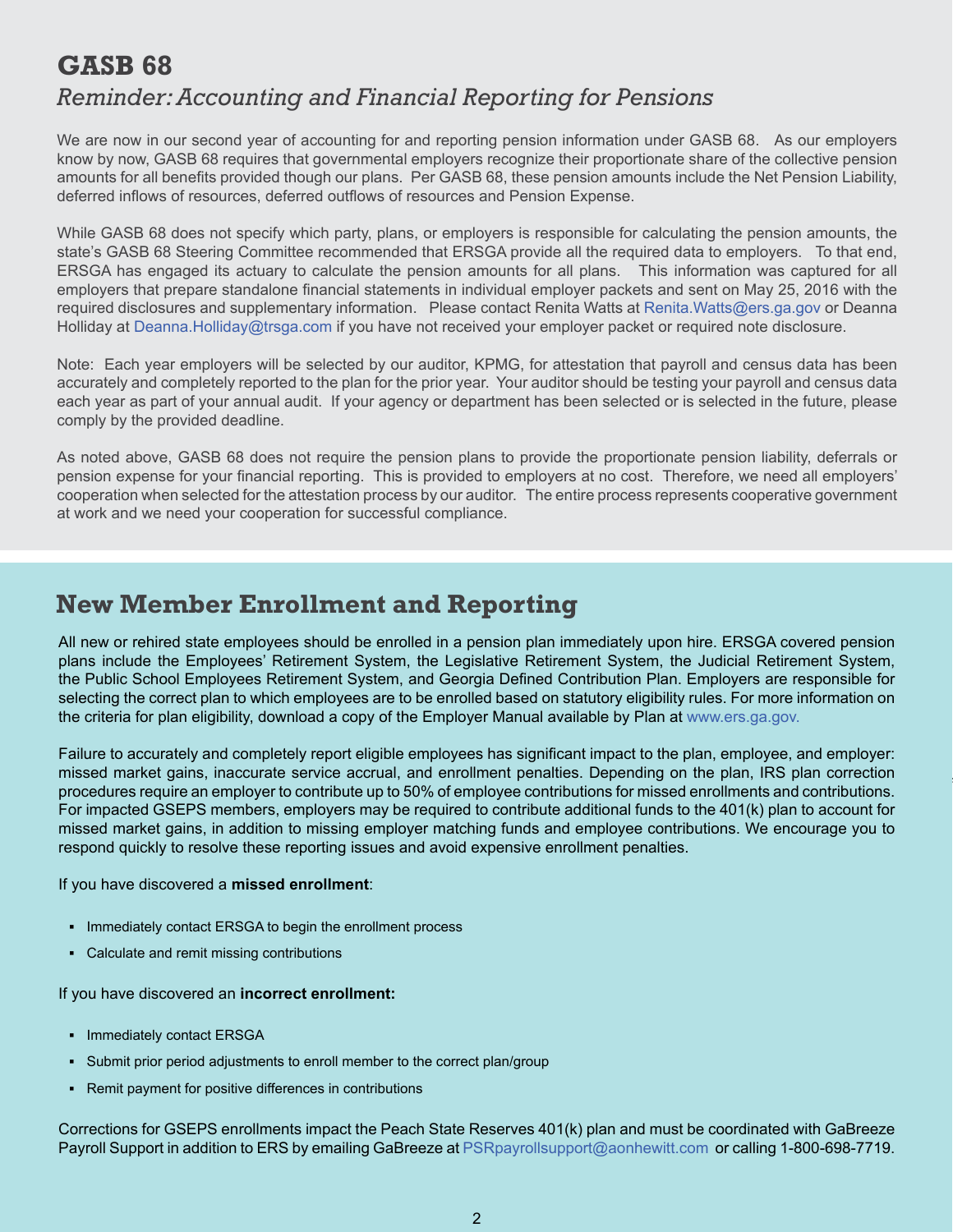## GASB 68

*Reminder: Accounting and Financial Reporting for Pensions*

We are now in our second year of accounting for and reporting pension information under GASB 68. As our employers know by now, GASB 68 requires that governmental employers recognize their proportionate share of the collective pension amounts for all benefits provided though our plans. Per GASB 68, these pension amounts include the Net Pension Liability, deferred inflows of resources, deferred outflows of resources and Pension Expense.

While GASB 68 does not specify which party, plans, or employers is responsible for calculating the pension amounts, the state's GASB 68 Steering Committee recommended that ERSGA provide all the required data to employers. To that end, ERSGA has engaged its actuary to calculate the pension amounts for all plans. This information was captured for all employers that prepare standalone financial statements in individual employer packets and sent on May 25, 2016 with the required disclosures and supplementary information. Please contact Renita Watts at Renita.Watts@ers.ga.gov or Deanna Holliday at Deanna.Holliday@trsga.com if you have not received your employer packet or required note disclosure.

Note: Each year employers will be selected by our auditor, KPMG, for attestation that payroll and census data has been accurately and completely reported to the plan for the prior year. Your auditor should be testing your payroll and census data each year as part of your annual audit. If your agency or department has been selected or is selected in the future, please comply by the provided deadline.

As noted above, GASB 68 does not require the pension plans to provide the proportionate pension liability, deferrals or pension expense for your financial reporting. This is provided to employers at no cost. Therefore, we need all employers' cooperation when selected for the attestation process by our auditor. The entire process represents cooperative government at work and we need your cooperation for successful compliance.

## New Member Enrollment and Reporting

All new or rehired state employees should be enrolled in a pension plan immediately upon hire. ERSGA covered pension plans include the Employees' Retirement System, the Legislative Retirement System, the Judicial Retirement System, the Public School Employees Retirement System, and Georgia Defined Contribution Plan. Employers are responsible for selecting the correct plan to which employees are to be enrolled based on statutory eligibility rules. For more information on the criteria for plan eligibility, download a copy of the Employer Manual available by Plan at www.ers.ga.gov.

Failure to accurately and completely report eligible employees has significant impact to the plan, employee, and employer: missed market gains, inaccurate service accrual, and enrollment penalties. Depending on the plan, IRS plan correction procedures require an employer to contribute up to 50% of employee contributions for missed enrollments and contributions. For impacted GSEPS members, employers may be required to contribute additional funds to the 401(k) plan to account for missed market gains, in addition to missing employer matching funds and employee contributions. We encourage you to respond quickly to resolve these reporting issues and avoid expensive enrollment penalties.

If you have discovered a **missed enrollment**:

- Immediately contact ERSGA to begin the enrollment process
- Calculate and remit missing contributions

If you have discovered an **incorrect enrollment:**

- Immediately contact ERSGA
- Submit prior period adjustments to enroll member to the correct plan/group
- Remit payment for positive differences in contributions

Corrections for GSEPS enrollments impact the Peach State Reserves 401(k) plan and must be coordinated with GaBreeze Payroll Support in addition to ERS by emailing GaBreeze at PSRpayrollsupport@aonhewitt.com or calling 1-800-698-7719.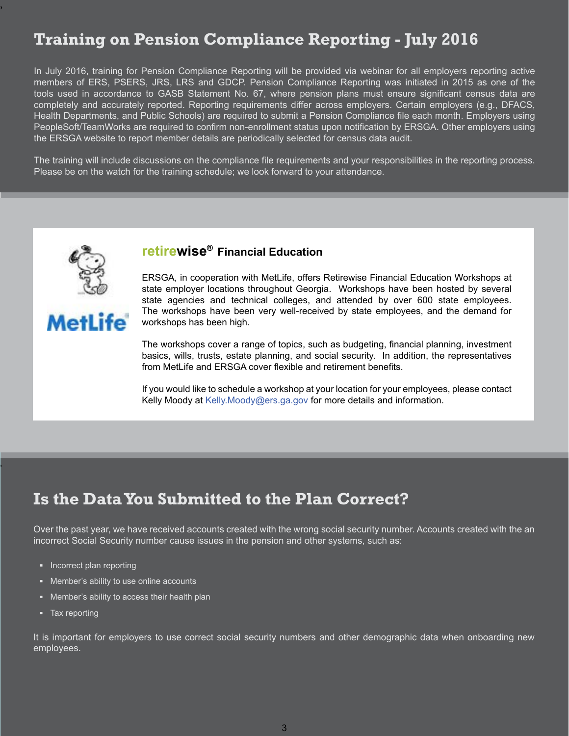## Training on Pension Compliance Reporting - July 2016

In July 2016, training for Pension Compliance Reporting will be provided via webinar for all employers reporting active members of ERS, PSERS, JRS, LRS and GDCP. Pension Compliance Reporting was initiated in 2015 as one of the tools used in accordance to GASB Statement No. 67, where pension plans must ensure significant census data are completely and accurately reported. Reporting requirements differ across employers. Certain employers (e.g., DFACS, Health Departments, and Public Schools) are required to submit a Pension Compliance file each month. Employers using PeopleSoft/TeamWorks are required to confirm non-enrollment status upon notification by ERSGA. Other employers using the ERSGA website to report member details are periodically selected for census data audit.

The training will include discussions on the compliance file requirements and your responsibilities in the reporting process. Please be on the watch for the training schedule; we look forward to your attendance.

### retirewise® Financial Education

ERSGA, in cooperation with MetLife, offers Retirewise Financial Education Workshops at state employer locations throughout Georgia. Workshops have been hosted by several state agencies and technical colleges, and attended by over 600 state employees. The workshops have been very well-received by state employees, and the demand for workshops has been high.

The workshops cover a range of topics, such as budgeting, financial planning, investment basics, wills, trusts, estate planning, and social security. In addition, the representatives from MetLife and ERSGA cover flexible and retirement benefits.

If you would like to schedule a workshop at your location for your employees, please contact Kelly Moody at Kelly.Moody@ers.ga.gov for more details and information.

## Is the Data You Submitted to the Plan Correct?

Over the past year, we have received accounts created with the wrong social security number. Accounts created with the an incorrect Social Security number cause issues in the pension and other systems, such as:

- Incorrect plan reporting
- Member's ability to use online accounts
- Member's ability to access their health plan
- Tax reporting

It is important for employers to use correct social security numbers and other demographic data when onboarding new employees.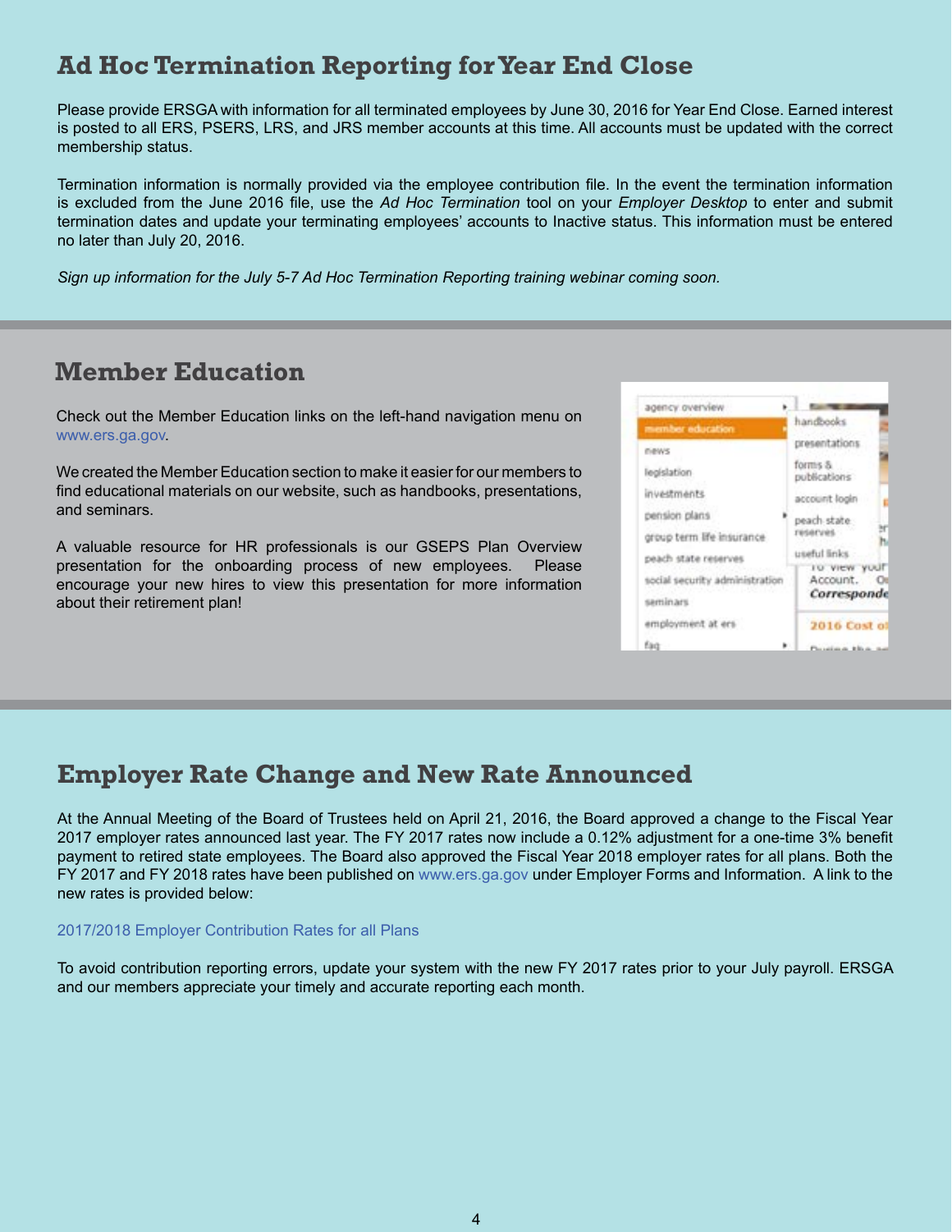## Ad Hoc Termination Reporting for Year End Close

Please provide ERSGA with information for all terminated employees by June 30, 2016 for Year End Close. Earned interest is posted to all ERS, PSERS, LRS, and JRS member accounts at this time. All accounts must be updated with the correct membership status.

Termination information is normally provided via the employee contribution file. In the event the termination information is excluded from the June 2016 file, use the *Ad Hoc Termination* tool on your *Employer Desktop* to enter and submit termination dates and update your terminating employees' accounts to Inactive status. This information must be entered no later than July 20, 2016.

*Sign up information for the July 5-7 Ad Hoc Termination Reporting training webinar coming soon.*

## Member Education

Check out the Member Education links on the left-hand navigation menu on www.ers.ga.gov.

We created the Member Education section to make it easier for our members to find educational materials on our website, such as handbooks, presentations, and seminars.

A valuable resource for HR professionals is our GSEPS Plan Overview presentation for the onboarding process of new employees. Please encourage your new hires to view this presentation for more information about their retirement plan!

## Employer Rate Change and New Rate Announced

At the Annual Meeting of the Board of Trustees held on April 21, 2016, the Board approved a change to the Fiscal Year 2017 employer rates announced last year. The FY 2017 rates now include a 0.12% adjustment for a one-time 3% benefit payment to retired state employees. The Board also approved the Fiscal Year 2018 employer rates for all plans. Both the FY 2017 and FY 2018 rates have been published on www.ers.ga.gov under Employer Forms and Information. A link to the new rates is provided below:

2017/2018 Employer Contribution Rates for all Plans

To avoid contribution reporting errors, update your system with the new FY 2017 rates prior to your July payroll. ERSGA and our members appreciate your timely and accurate reporting each month.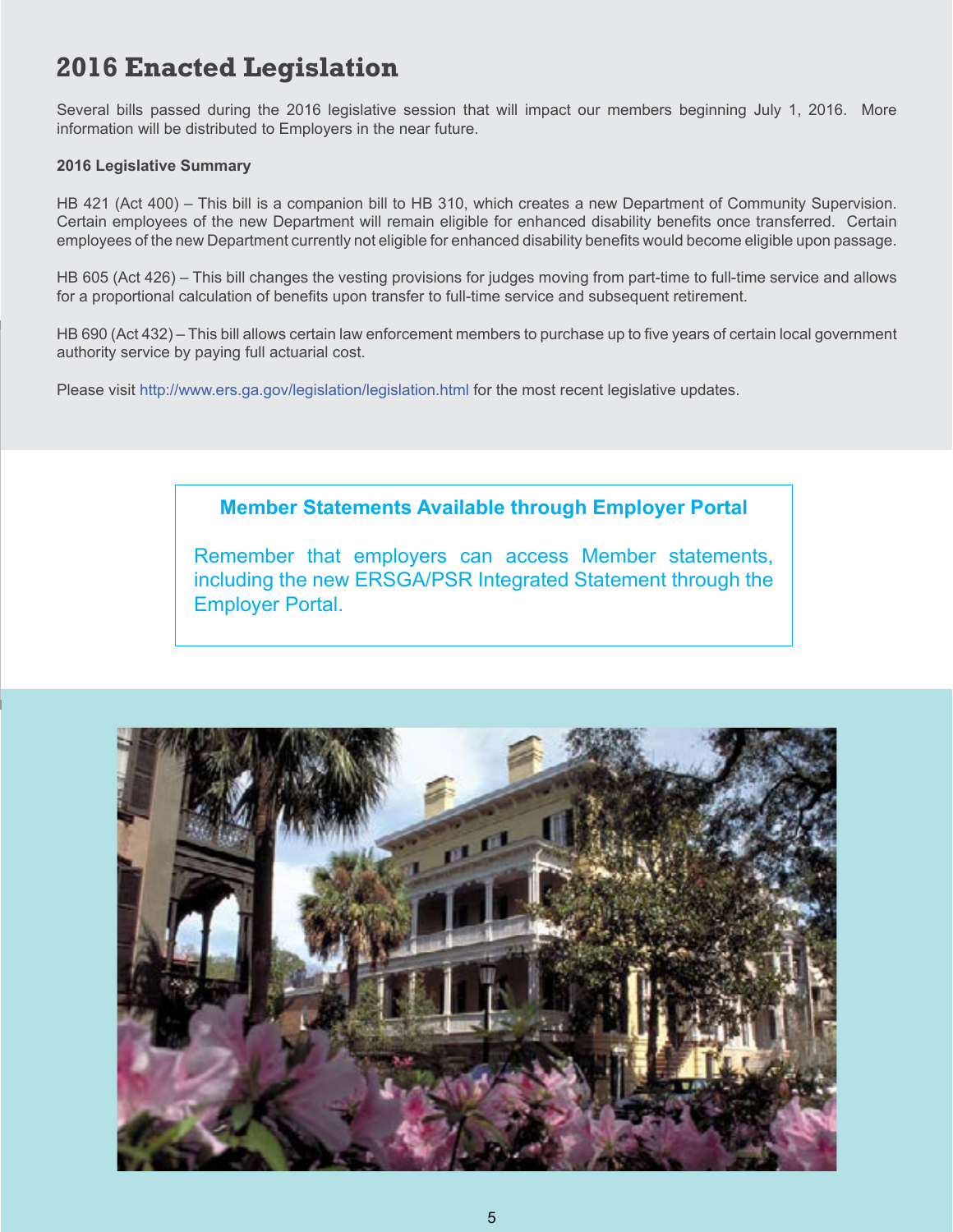# 2016 Enacted Legislation

Several bills passed during the 2016 legislative session that will impact our members beginning July 1, 2016. More information will be distributed to Employers in the near future.

**2016 Legislative Summary**

HB 421 (Act 400) – This bill is a companion bill to HB 310, which creates a new Department of Community Supervision. Certain employees of the new Department will remain eligible for enhanced disability benefits once transferred. Certain employees of the new Department currently not eligible for enhanced disability benefits would become eligible upon passage.

HB 605 (Act 426) – This bill changes the vesting provisions for judges moving from part-time to full-time service and allows for a proportional calculation of benefits upon transfer to full-time service and subsequent retirement.

HB 690 (Act 432) – This bill allows certain law enforcement members to purchase up to five years of certain local government authority service by paying full actuarial cost.

Please visit http://www.ers.ga.gov/legislation/legislation.html for the most recent legislative updates.

## Member Statements Available through Employer Portal

Remember that employers can access Member statements, including the new ERSGA/PSR Integrated Statement through the Employer Portal.